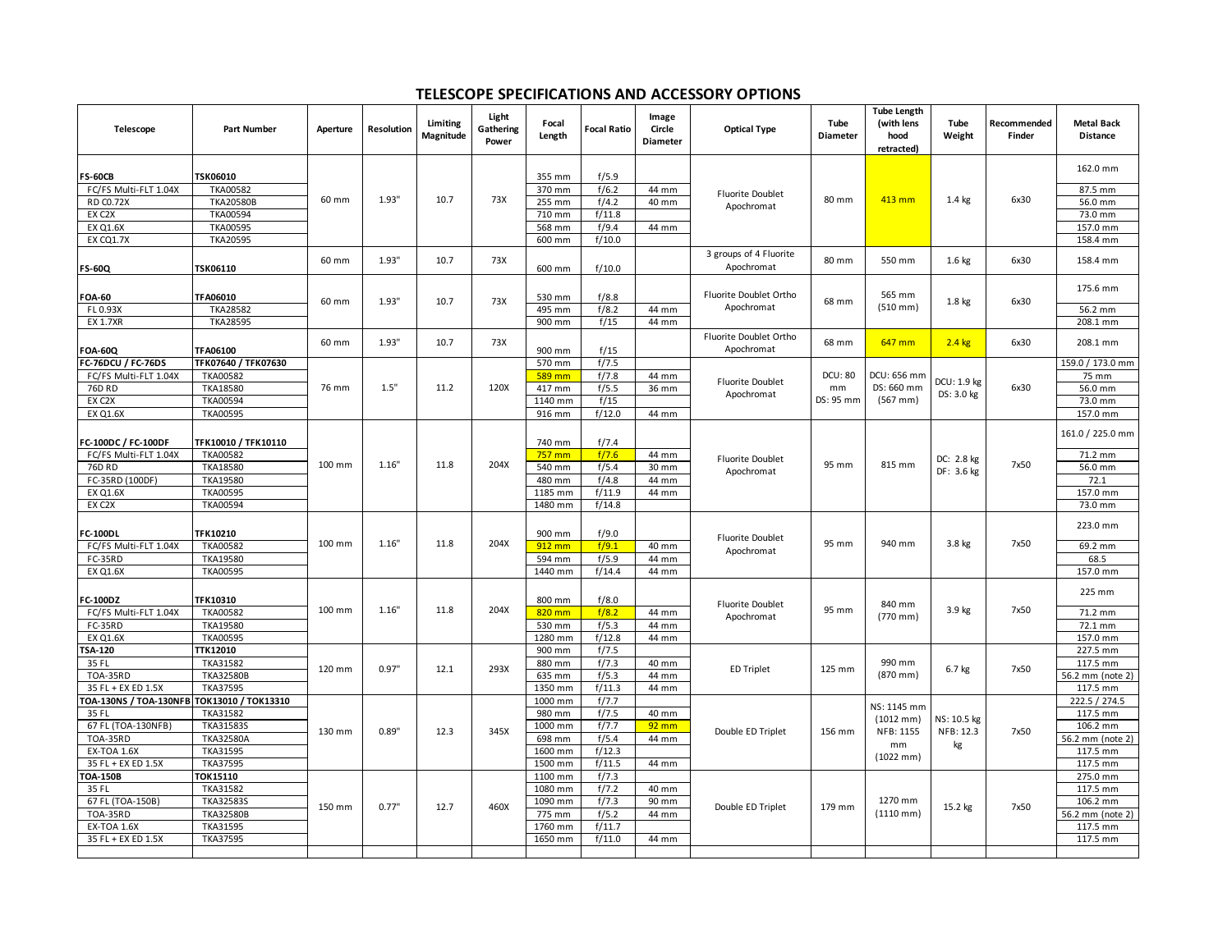# TELESCOPE SPECIFICATIONS AND ACCESSORY OPTIONS

| Telescope | Part Number | Aperture | Resolution | Limiting Magnitude | Light Gathering Power | Focal Length | Focal Ratio | Image Circle Diameter | Optical Type | Tube Diameter | Tube Length (with lens hood retracted) | Tube Weight | Recommended Finder | Metal Back Distance |
|---|---|---|---|---|---|---|---|---|---|---|---|---|---|---|
| **FS-60CB** | **TSK06010** | 60 mm | 1.93" | 10.7 | 73X | 355 mm | f/5.9 | | Fluorite Doublet Apochromat | 80 mm | 413 mm | 1.4 kg | 6x30 | 162.0 mm |
| FC/FS Multi-FLT 1.04X | TKA00582 | | | | | 370 mm | f/6.2 | 44 mm | | | | | | 87.5 mm |
| RD C0.72X | TKA20580B | | | | | 255 mm | f/4.2 | 40 mm | | | | | | 56.0 mm |
| EX C2X | TKA00594 | | | | | 710 mm | f/11.8 | | | | | | | 73.0 mm |
| EX Q1.6X | TKA00595 | | | | | 568 mm | f/9.4 | 44 mm | | | | | | 157.0 mm |
| EX CQ1.7X | TKA20595 | | | | | 600 mm | f/10.0 | | | | | | | 158.4 mm |
| **FS-60Q** | **TSK06110** | 60 mm | 1.93" | 10.7 | 73X | 600 mm | f/10.0 | | 3 groups of 4 Fluorite Apochromat | 80 mm | 550 mm | 1.6 kg | 6x30 | 158.4 mm |
| **FOA-60** | **TFA06010** | 60 mm | 1.93" | 10.7 | 73X | 530 mm | f/8.8 | | Fluorite Doublet Ortho Apochromat | 68 mm | 565 mm (510 mm) | 1.8 kg | 6x30 | 175.6 mm |
| FL 0.93X | TKA28582 | | | | | 495 mm | f/8.2 | 44 mm | | | | | | 56.2 mm |
| EX 1.7XR | TKA28595 | | | | | 900 mm | f/15 | 44 mm | | | | | | 208.1 mm |
| **FOA-60Q** | **TFA06100** | 60 mm | 1.93" | 10.7 | 73X | 900 mm | f/15 | | Fluorite Doublet Ortho Apochromat | 68 mm | 647 mm | 2.4 kg | 6x30 | 208.1 mm |
| **FC-76DCU / FC-76DS** | **TFK07640 / TFK07630** | 76 mm | 1.5" | 11.2 | 120X | 570 mm | f/7.5 | | Fluorite Doublet Apochromat | DCU: 80 mm DS: 95 mm | DCU: 656 mm DS: 660 mm (567 mm) | DCU: 1.9 kg DS: 3.0 kg | 6x30 | 159.0 / 173.0 mm |
| FC/FS Multi-FLT 1.04X | TKA00582 | | | | | 589 mm | f/7.8 | 44 mm | | | | | | 75 mm |
| 76D RD | TKA18580 | | | | | 417 mm | f/5.5 | 36 mm | | | | | | 56.0 mm |
| EX C2X | TKA00594 | | | | | 1140 mm | f/15 | | | | | | | 73.0 mm |
| EX Q1.6X | TKA00595 | | | | | 916 mm | f/12.0 | 44 mm | | | | | | 157.0 mm |
| **FC-100DC / FC-100DF** | **TFK10010 / TFK10110** | 100 mm | 1.16" | 11.8 | 204X | 740 mm | f/7.4 | | Fluorite Doublet Apochromat | 95 mm | 815 mm | DC: 2.8 kg DF: 3.6 kg | 7x50 | 161.0 / 225.0 mm |
| FC/FS Multi-FLT 1.04X | TKA00582 | | | | | 757 mm | f/7.6 | 44 mm | | | | | | 71.2 mm |
| 76D RD | TKA18580 | | | | | 540 mm | f/5.4 | 30 mm | | | | | | 56.0 mm |
| FC-35RD (100DF) | TKA19580 | | | | | 480 mm | f/4.8 | 44 mm | | | | | | 72.1 |
| EX Q1.6X | TKA00595 | | | | | 1185 mm | f/11.9 | 44 mm | | | | | | 157.0 mm |
| EX C2X | TKA00594 | | | | | 1480 mm | f/14.8 | | | | | | | 73.0 mm |
| **FC-100DL** | **TFK10210** | 100 mm | 1.16" | 11.8 | 204X | 900 mm | f/9.0 | | Fluorite Doublet Apochromat | 95 mm | 940 mm | 3.8 kg | 7x50 | 223.0 mm |
| FC/FS Multi-FLT 1.04X | TKA00582 | | | | | 912 mm | f/9.1 | 40 mm | | | | | | 69.2 mm |
| FC-35RD | TKA19580 | | | | | 594 mm | f/5.9 | 44 mm | | | | | | 68.5 |
| EX Q1.6X | TKA00595 | | | | | 1440 mm | f/14.4 | 44 mm | | | | | | 157.0 mm |
| **FC-100DZ** | **TFK10310** | 100 mm | 1.16" | 11.8 | 204X | 800 mm | f/8.0 | | Fluorite Doublet Apochromat | 95 mm | 840 mm (770 mm) | 3.9 kg | 7x50 | 225 mm |
| FC/FS Multi-FLT 1.04X | TKA00582 | | | | | 820 mm | f/8.2 | 44 mm | | | | | | 71.2 mm |
| FC-35RD | TKA19580 | | | | | 530 mm | f/5.3 | 44 mm | | | | | | 72.1 mm |
| EX Q1.6X | TKA00595 | | | | | 1280 mm | f/12.8 | 44 mm | | | | | | 157.0 mm |
| **TSA-120** | **TTK12010** | 120 mm | 0.97" | 12.1 | 293X | 900 mm | f/7.5 | | ED Triplet | 125 mm | 990 mm (870 mm) | 6.7 kg | 7x50 | 227.5 mm |
| 35 FL | TKA31582 | | | | | 880 mm | f/7.3 | 40 mm | | | | | | 117.5 mm |
| TOA-35RD | TKA32580B | | | | | 635 mm | f/5.3 | 44 mm | | | | | | 56.2 mm (note 2) |
| 35 FL + EX ED 1.5X | TKA37595 | | | | | 1350 mm | f/11.3 | 44 mm | | | | | | 117.5 mm |
| **TOA-130NS / TOA-130NFB** | **TOK13010 / TOK13310** | 130 mm | 0.89" | 12.3 | 345X | 1000 mm | f/7.7 | | Double ED Triplet | 156 mm | NS: 1145 mm (1012 mm) NFB: 1155 mm (1022 mm) | NS: 10.5 kg NFB: 12.3 kg | 7x50 | 222.5 / 274.5 |
| 35 FL | TKA31582 | | | | | 980 mm | f/7.5 | 40 mm | | | | | | 117.5 mm |
| 67 FL (TOA-130NFB) | TKA31583S | | | | | 1000 mm | f/7.7 | 92 mm | | | | | | 106.2 mm |
| TOA-35RD | TKA32580A | | | | | 698 mm | f/5.4 | 44 mm | | | | | | 56.2 mm (note 2) |
| EX-TOA 1.6X | TKA31595 | | | | | 1600 mm | f/12.3 | | | | | | | 117.5 mm |
| 35 FL + EX ED 1.5X | TKA37595 | | | | | 1500 mm | f/11.5 | 44 mm | | | | | | 117.5 mm |
| **TOA-150B** | **TOK15110** | 150 mm | 0.77" | 12.7 | 460X | 1100 mm | f/7.3 | | Double ED Triplet | 179 mm | 1270 mm (1110 mm) | 15.2 kg | 7x50 | 275.0 mm |
| 35 FL | TKA31582 | | | | | 1080 mm | f/7.2 | 40 mm | | | | | | 117.5 mm |
| 67 FL (TOA-150B) | TKA32583S | | | | | 1090 mm | f/7.3 | 90 mm | | | | | | 106.2 mm |
| TOA-35RD | TKA32580B | | | | | 775 mm | f/5.2 | 44 mm | | | | | | 56.2 mm (note 2) |
| EX-TOA 1.6X | TKA31595 | | | | | 1760 mm | f/11.7 | | | | | | | 117.5 mm |
| 35 FL + EX ED 1.5X | TKA37595 | | | | | 1650 mm | f/11.0 | 44 mm | | | | | | 117.5 mm |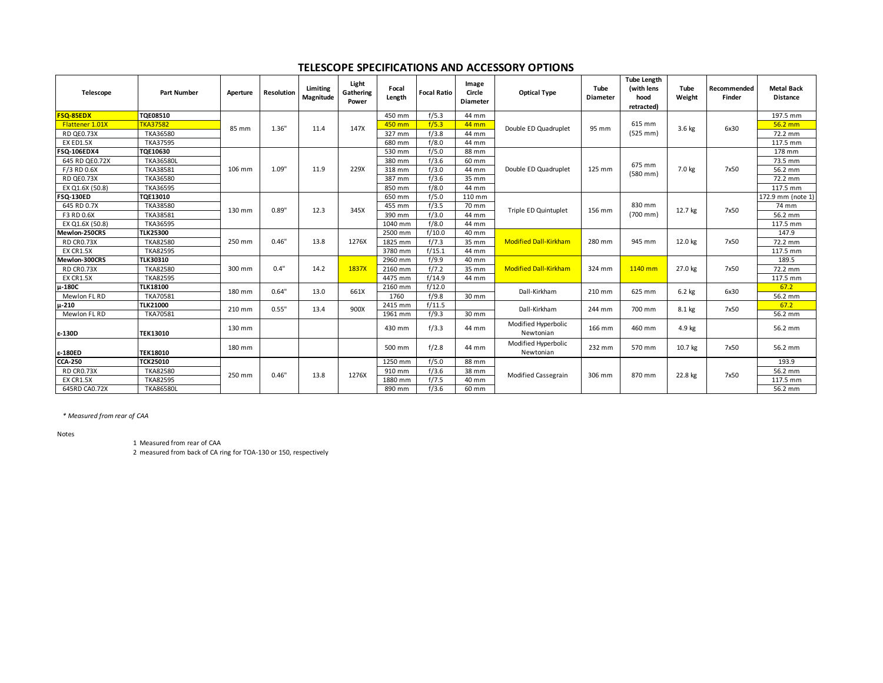## TELESCOPE SPECIFICATIONS AND ACCESSORY OPTIONS

| Telescope | Part Number | Aperture | Resolution | Limiting Magnitude | Light Gathering Power | Focal Length | Focal Ratio | Image Circle Diameter | Optical Type | Tube Diameter | Tube Length (with lens hood retracted) | Tube Weight | Recommended Finder | Metal Back Distance |
|---|---|---|---|---|---|---|---|---|---|---|---|---|---|---|
| **FSQ-85EDX** | **TQE08510** | 85 mm | 1.36" | 11.4 | 147X | 450 mm | f/5.3 | 44 mm | Double ED Quadruplet | 95 mm | 615 mm (525 mm) | 3.6 kg | 6x30 | 197.5 mm |
| Flattener 1.01X | TKA37582 | | | | | 450 mm | f/5.3 | 44 mm | | | | | | 56.2 mm |
| RD QE0.73X | TKA36580 | | | | | 327 mm | f/3.8 | 44 mm | | | | | | 72.2 mm |
| EX ED1.5X | TKA37595 | | | | | 680 mm | f/8.0 | 44 mm | | | | | | 117.5 mm |
| **FSQ-106EDX4** | **TQE10630** | 106 mm | 1.09" | 11.9 | 229X | 530 mm | f/5.0 | 88 mm | Double ED Quadruplet | 125 mm | 675 mm (580 mm) | 7.0 kg | 7x50 | 178 mm |
| 645 RD QE0.72X | TKA36580L | | | | | 380 mm | f/3.6 | 60 mm | | | | | | 73.5 mm |
| F/3 RD 0.6X | TKA38581 | | | | | 318 mm | f/3.0 | 44 mm | | | | | | 56.2 mm |
| RD QE0.73X | TKA36580 | | | | | 387 mm | f/3.6 | 35 mm | | | | | | 72.2 mm |
| EX Q1.6X (50.8) | TKA36595 | | | | | 850 mm | f/8.0 | 44 mm | | | | | | 117.5 mm |
| **FSQ-130ED** | **TQE13010** | 130 mm | 0.89" | 12.3 | 345X | 650 mm | f/5.0 | 110 mm | Triple ED Quintuplet | 156 mm | 830 mm (700 mm) | 12.7 kg | 7x50 | 172.9 mm (note 1) |
| 645 RD 0.7X | TKA38580 | | | | | 455 mm | f/3.5 | 70 mm | | | | | | 74 mm |
| F3 RD 0.6X | TKA38581 | | | | | 390 mm | f/3.0 | 44 mm | | | | | | 56.2 mm |
| EX Q1.6X (50.8) | TKA36595 | | | | | 1040 mm | f/8.0 | 44 mm | | | | | | 117.5 mm |
| **Mewlon-250CRS** | **TLK25300** | 250 mm | 0.46" | 13.8 | 1276X | 2500 mm | f/10.0 | 40 mm | Modified Dall-Kirkham | 280 mm | 945 mm | 12.0 kg | 7x50 | 147.9 |
| RD CR0.73X | TKA82580 | | | | | 1825 mm | f/7.3 | 35 mm | | | | | | 72.2 mm |
| EX CR1.5X | TKA82595 | | | | | 3780 mm | f/15.1 | 44 mm | | | | | | 117.5 mm |
| **Mewlon-300CRS** | **TLK30310** | 300 mm | 0.4" | 14.2 | 1837X | 2960 mm | f/9.9 | 40 mm | Modified Dall-Kirkham | 324 mm | 1140 mm | 27.0 kg | 7x50 | 189.5 |
| RD CR0.73X | TKA82580 | | | | | 2160 mm | f/7.2 | 35 mm | | | | | | 72.2 mm |
| EX CR1.5X | TKA82595 | | | | | 4475 mm | f/14.9 | 44 mm | | | | | | 117.5 mm |
| **μ-180C** | **TLK18100** | 180 mm | 0.64" | 13.0 | 661X | 2160 mm | f/12.0 | | Dall-Kirkham | 210 mm | 625 mm | 6.2 kg | 6x30 | 67.2 |
| Mewlon FL RD | TKA70581 | | | | | 1760 | f/9.8 | 30 mm | | | | | | 56.2 mm |
| **μ-210** | **TLK21000** | 210 mm | 0.55" | 13.4 | 900X | 2415 mm | f/11.5 | | Dall-Kirkham | 244 mm | 700 mm | 8.1 kg | 7x50 | 67.2 |
| Mewlon FL RD | TKA70581 | | | | | 1961 mm | f/9.3 | 30 mm | | | | | | 56.2 mm |
| **ε-130D** | **TEK13010** | 130 mm | | | | 430 mm | f/3.3 | 44 mm | Modified Hyperbolic Newtonian | 166 mm | 460 mm | 4.9 kg | | 56.2 mm |
| **ε-180ED** | **TEK18010** | 180 mm | | | | 500 mm | f/2.8 | 44 mm | Modified Hyperbolic Newtonian | 232 mm | 570 mm | 10.7 kg | 7x50 | 56.2 mm |
| **CCA-250** | **TCK25010** | 250 mm | 0.46" | 13.8 | 1276X | 1250 mm | f/5.0 | 88 mm | Modified Cassegrain | 306 mm | 870 mm | 22.8 kg | 7x50 | 193.9 |
| RD CR0.73X | TKA82580 | | | | | 910 mm | f/3.6 | 38 mm | | | | | | 56.2 mm |
| EX CR1.5X | TKA82595 | | | | | 1880 mm | f/7.5 | 40 mm | | | | | | 117.5 mm |
| 645RD CA0.72X | TKA86580L | | | | | 890 mm | f/3.6 | 60 mm | | | | | | 56.2 mm |

*\* Measured from rear of CAA*

Notes

1 Measured from rear of CAA

2 measured from back of CA ring for TOA-130 or 150, respectively